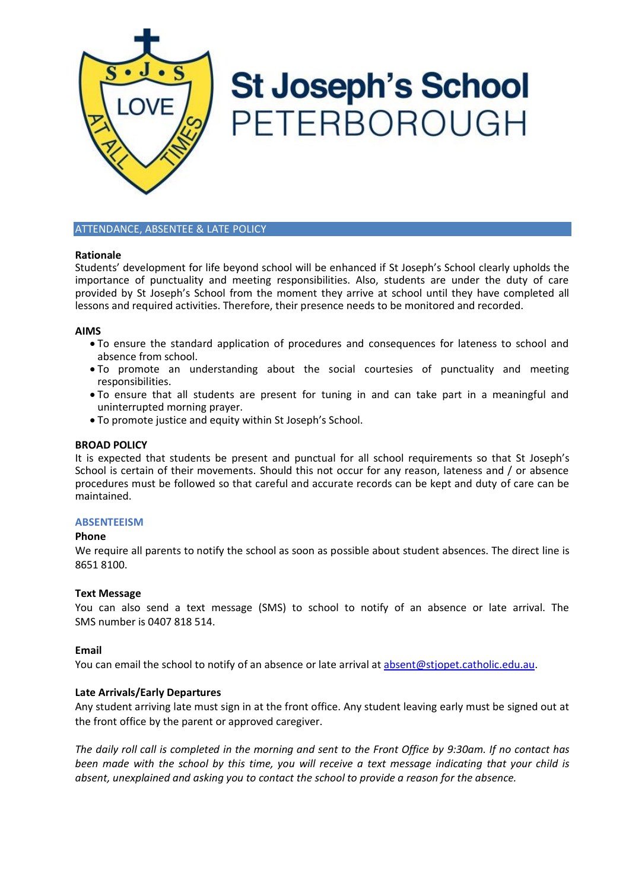# St Joseph's School PETERBOROUGH

## ATTENDANCE, ABSENTEE & LATE POLICY

**Rationale**

Students' development for life beyond school will be enhanced if St Joseph's School clearly upholds the importance of punctuality and meeting responsibilities. Also, students are under the duty of care provided by St Joseph's School from the moment they arrive at school until they have completed all lessons and required activities. Therefore, their presence needs to be monitored and recorded.

**AIMS**

- To ensure the standard application of procedures and consequences for lateness to school and absence from school.
- To promote an understanding about the social courtesies of punctuality and meeting responsibilities.
- To ensure that all students are present for tuning in and can take part in a meaningful and uninterrupted morning prayer.
- To promote justice and equity within St Joseph's School.

**BROAD POLICY**

It is expected that students be present and punctual for all school requirements so that St Joseph's School is certain of their movements. Should this not occur for any reason, lateness and / or absence procedures must be followed so that careful and accurate records can be kept and duty of care can be maintained.

### ABSENTEEISM

**Phone**

We require all parents to notify the school as soon as possible about student absences. The direct line is 8651 8100.

**Text Message**

You can also send a text message (SMS) to school to notify of an absence or late arrival. The SMS number is 0407 818 514.

**Email**

You can email the school to notify of an absence or late arrival at absent@stjopet.catholic.edu.au.

**Late Arrivals/Early Departures**

Any student arriving late must sign in at the front office. Any student leaving early must be signed out at the front office by the parent or approved caregiver.

*The daily roll call is completed in the morning and sent to the Front Office by 9:30am. If no contact has been made with the school by this time, you will receive a text message indicating that your child is absent, unexplained and asking you to contact the school to provide a reason for the absence.*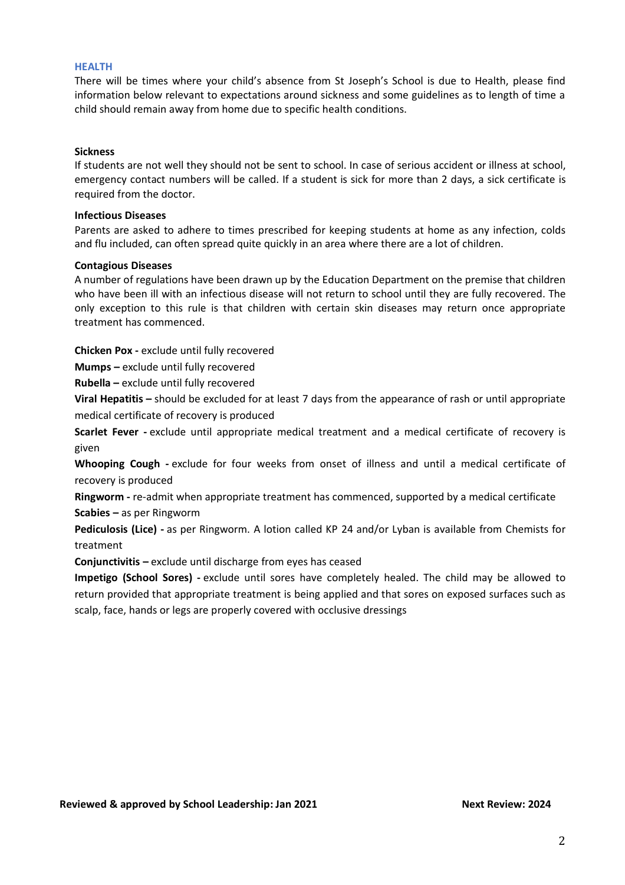## HEALTH

There will be times where your child's absence from St Joseph's School is due to Health, please find information below relevant to expectations around sickness and some guidelines as to length of time a child should remain away from home due to specific health conditions.

### Sickness

If students are not well they should not be sent to school. In case of serious accident or illness at school, emergency contact numbers will be called. If a student is sick for more than 2 days, a sick certificate is required from the doctor.

### Infectious Diseases

Parents are asked to adhere to times prescribed for keeping students at home as any infection, colds and flu included, can often spread quite quickly in an area where there are a lot of children.

### Contagious Diseases

A number of regulations have been drawn up by the Education Department on the premise that children who have been ill with an infectious disease will not return to school until they are fully recovered. The only exception to this rule is that children with certain skin diseases may return once appropriate treatment has commenced.

**Chicken Pox -** exclude until fully recovered

**Mumps –** exclude until fully recovered

**Rubella –** exclude until fully recovered

**Viral Hepatitis –** should be excluded for at least 7 days from the appearance of rash or until appropriate medical certificate of recovery is produced

**Scarlet Fever -** exclude until appropriate medical treatment and a medical certificate of recovery is given

**Whooping Cough -** exclude for four weeks from onset of illness and until a medical certificate of recovery is produced

**Ringworm -** re-admit when appropriate treatment has commenced, supported by a medical certificate

**Scabies –** as per Ringworm

**Pediculosis (Lice) -** as per Ringworm. A lotion called KP 24 and/or Lyban is available from Chemists for treatment

**Conjunctivitis –** exclude until discharge from eyes has ceased

**Impetigo (School Sores) -** exclude until sores have completely healed. The child may be allowed to return provided that appropriate treatment is being applied and that sores on exposed surfaces such as scalp, face, hands or legs are properly covered with occlusive dressings

**Reviewed & approved by School Leadership: Jan 2021** **Next Review: 2024**